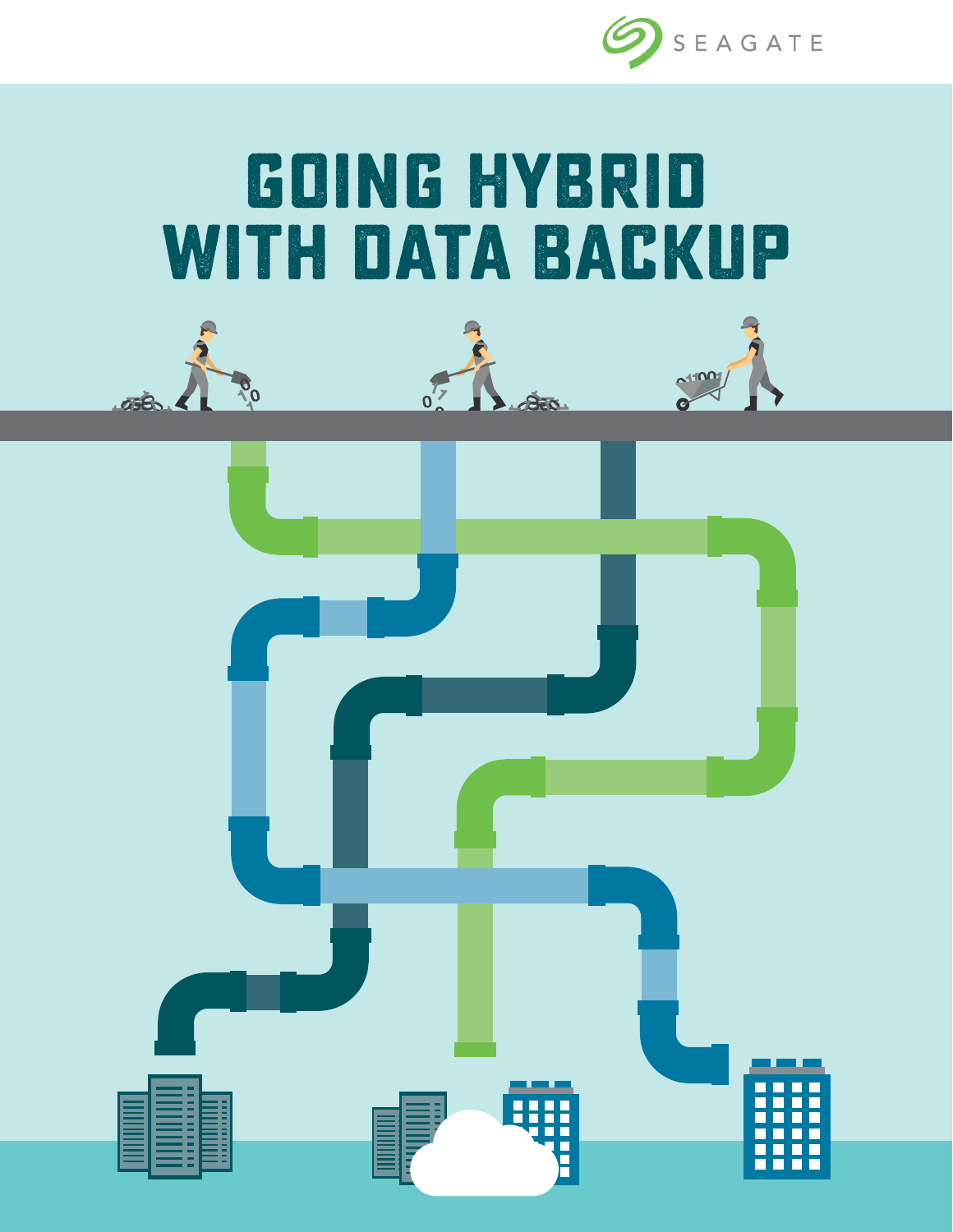SEAGATE

# GOING HYBRID WITH DATA BACKUP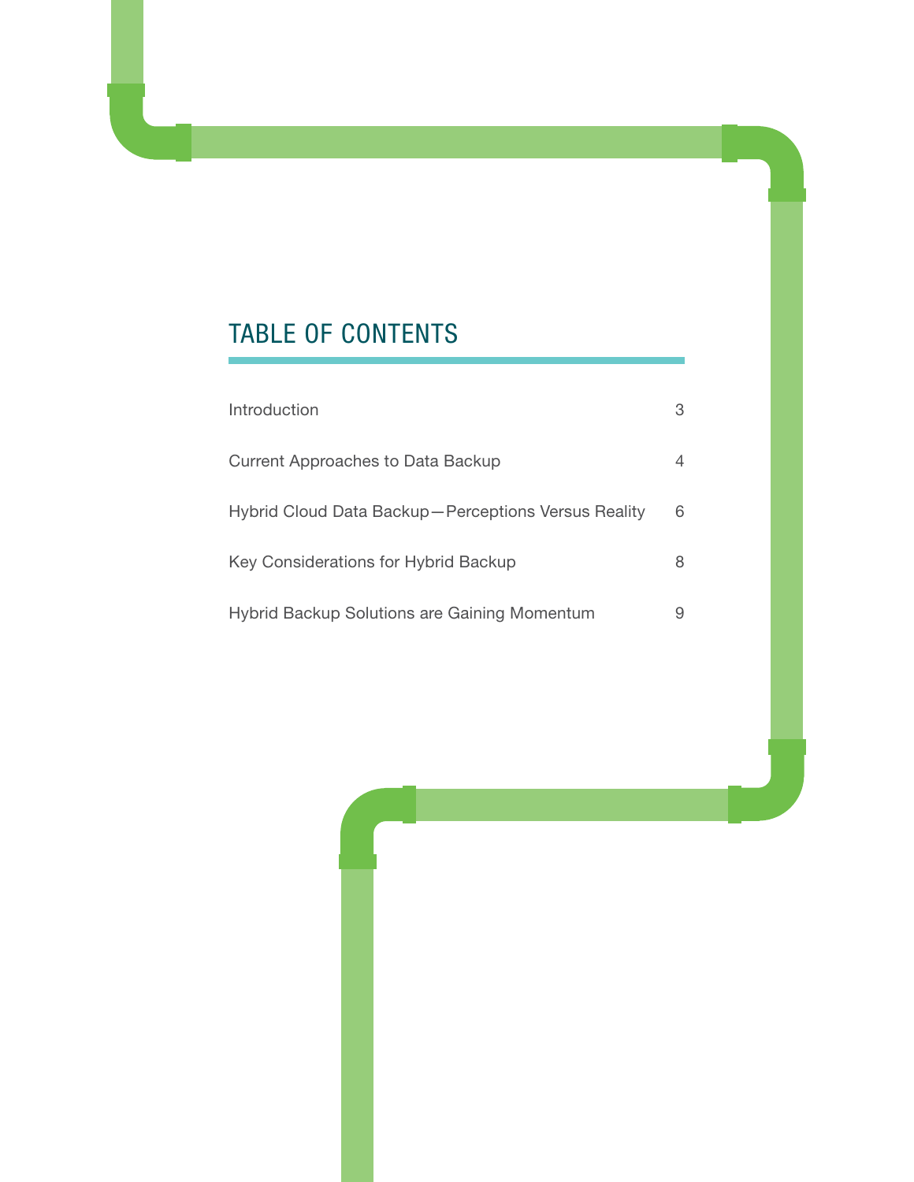# TABLE OF CONTENTS

| | |
|---|---|
| Introduction | 3 |
| Current Approaches to Data Backup | 4 |
| Hybrid Cloud Data Backup—Perceptions Versus Reality | 6 |
| Key Considerations for Hybrid Backup | 8 |
| Hybrid Backup Solutions are Gaining Momentum | 9 |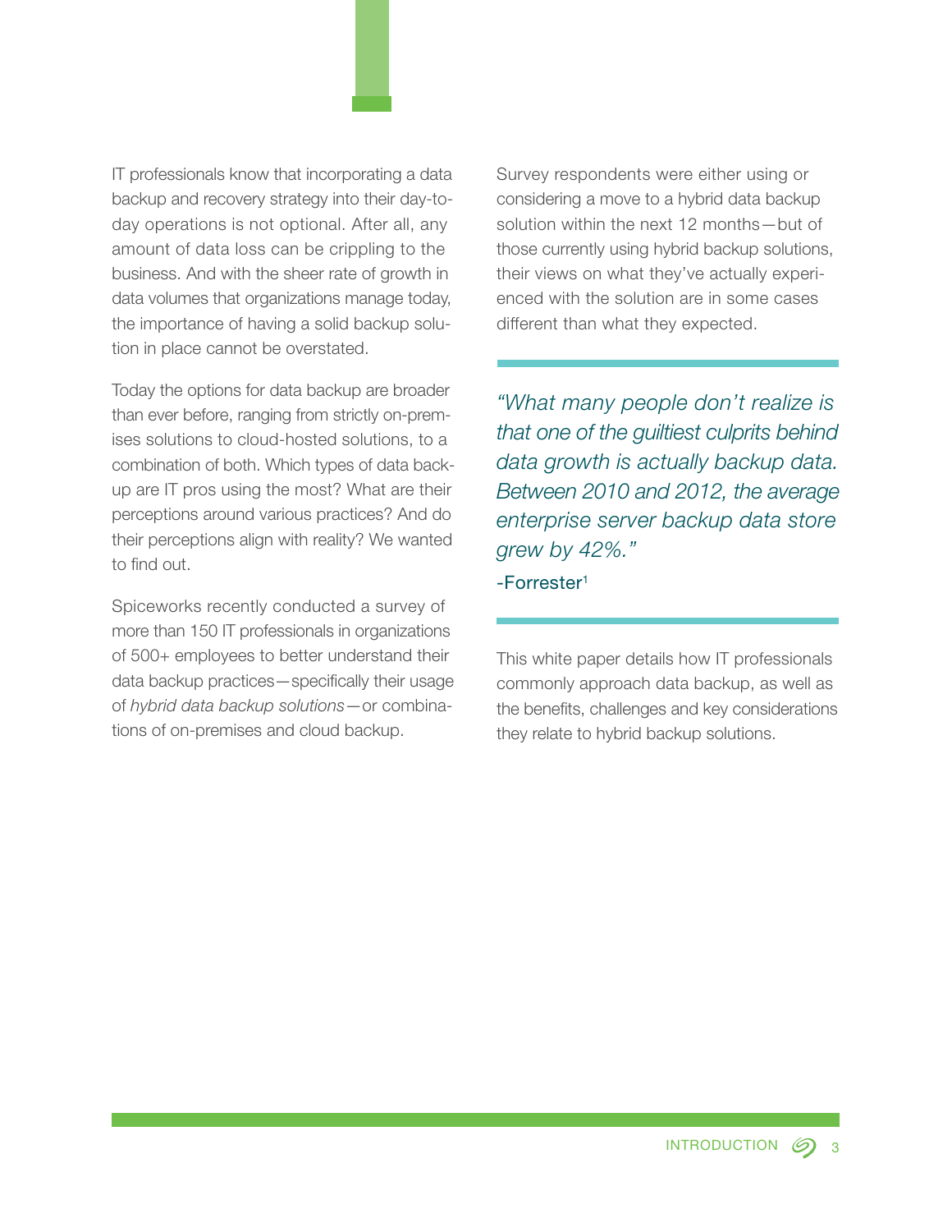IT professionals know that incorporating a data backup and recovery strategy into their day-to-day operations is not optional. After all, any amount of data loss can be crippling to the business. And with the sheer rate of growth in data volumes that organizations manage today, the importance of having a solid backup solution in place cannot be overstated.

Today the options for data backup are broader than ever before, ranging from strictly on-premises solutions to cloud-hosted solutions, to a combination of both. Which types of data backup are IT pros using the most? What are their perceptions around various practices? And do their perceptions align with reality? We wanted to find out.

Spiceworks recently conducted a survey of more than 150 IT professionals in organizations of 500+ employees to better understand their data backup practices—specifically their usage of *hybrid data backup solutions*—or combinations of on-premises and cloud backup.

Survey respondents were either using or considering a move to a hybrid data backup solution within the next 12 months—but of those currently using hybrid backup solutions, their views on what they've actually experienced with the solution are in some cases different than what they expected.

> *"What many people don't realize is that one of the guiltiest culprits behind data growth is actually backup data. Between 2010 and 2012, the average enterprise server backup data store grew by 42%."*
>
> -Forrester[1]

This white paper details how IT professionals commonly approach data backup, as well as the benefits, challenges and key considerations they relate to hybrid backup solutions.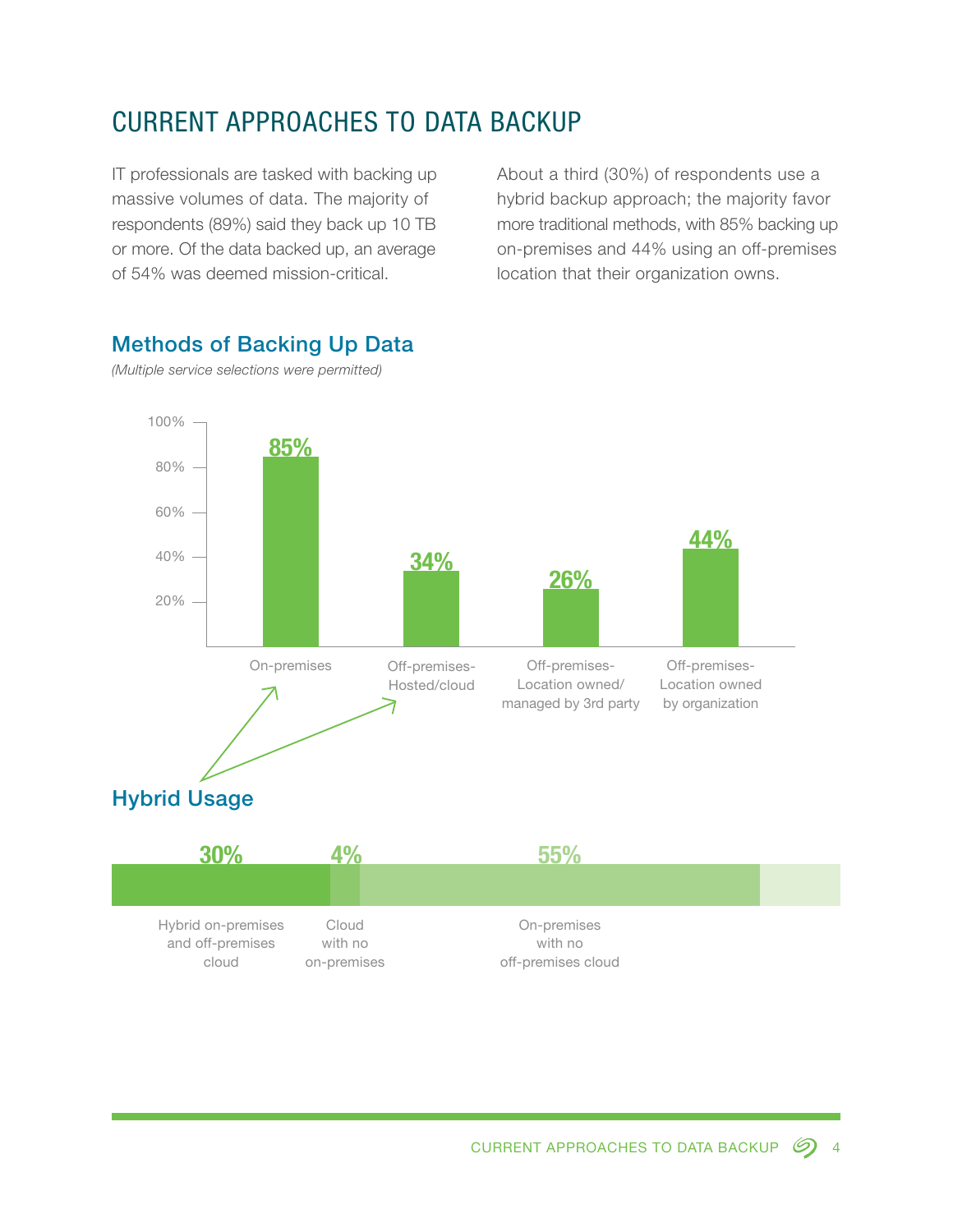# CURRENT APPROACHES TO DATA BACKUP

IT professionals are tasked with backing up massive volumes of data. The majority of respondents (89%) said they back up 10 TB or more. Of the data backed up, an average of 54% was deemed mission-critical.

About a third (30%) of respondents use a hybrid backup approach; the majority favor more traditional methods, with 85% backing up on-premises and 44% using an off-premises location that their organization owns.

## Methods of Backing Up Data

*(Multiple service selections were permitted)*

| Method | Percentage |
|---|---|
| On-premises | 85% |
| Off-premises-Hosted/cloud | 34% |
| Off-premises-Location owned/managed by 3rd party | 26% |
| Off-premises-Location owned by organization | 44% |

## Hybrid Usage

| Usage | Percentage |
|---|---|
| Hybrid on-premises and off-premises cloud | 30% |
| Cloud with no on-premises | 4% |
| On-premises with no off-premises cloud | 55% |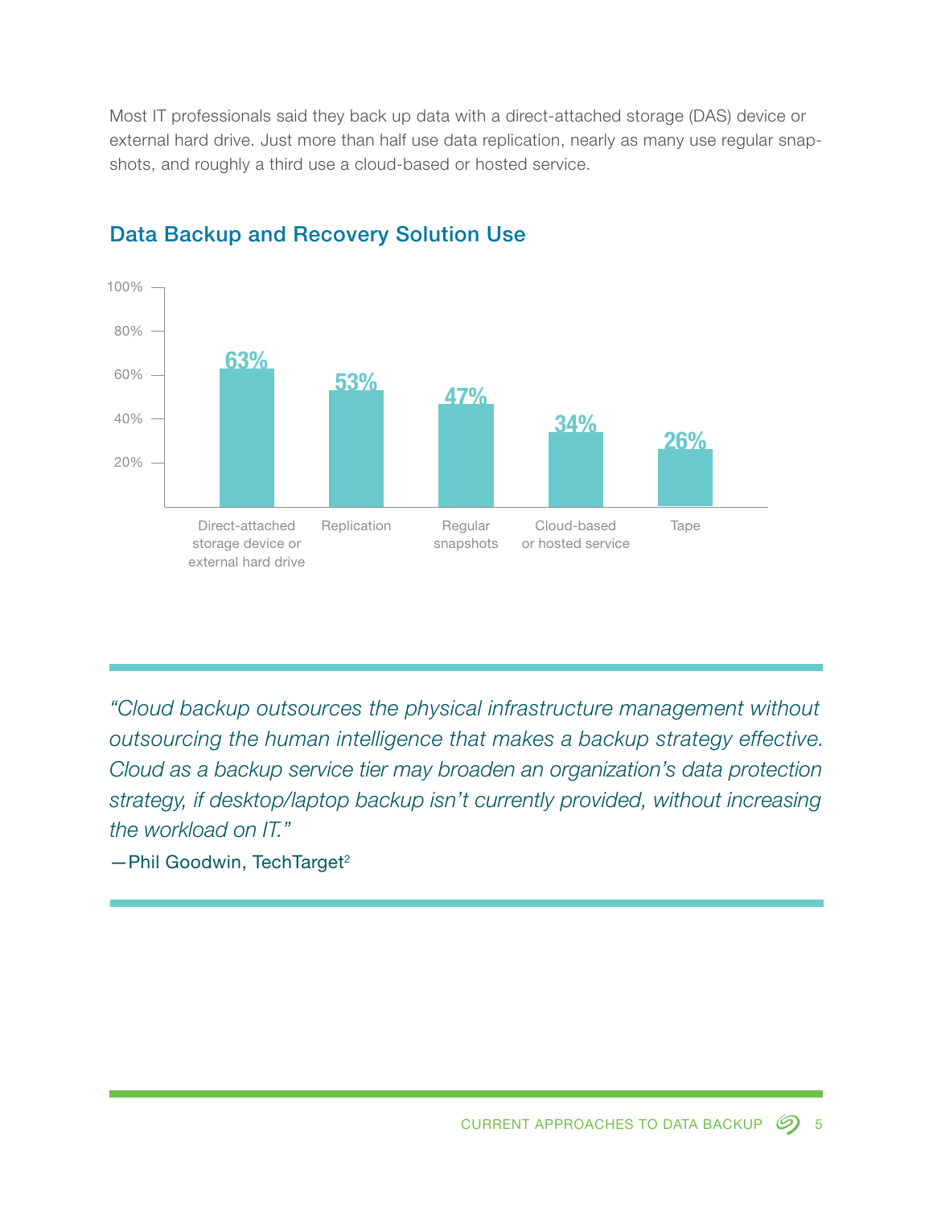Most IT professionals said they back up data with a direct-attached storage (DAS) device or external hard drive. Just more than half use data replication, nearly as many use regular snapshots, and roughly a third use a cloud-based or hosted service.

## Data Backup and Recovery Solution Use

| Solution | Use |
|---|---|
| Direct-attached storage device or external hard drive | 63% |
| Replication | 53% |
| Regular snapshots | 47% |
| Cloud-based or hosted service | 34% |
| Tape | 26% |

> *"Cloud backup outsources the physical infrastructure management without outsourcing the human intelligence that makes a backup strategy effective. Cloud as a backup service tier may broaden an organization's data protection strategy, if desktop/laptop backup isn't currently provided, without increasing the workload on IT."*
>
> —Phil Goodwin, TechTarget[2]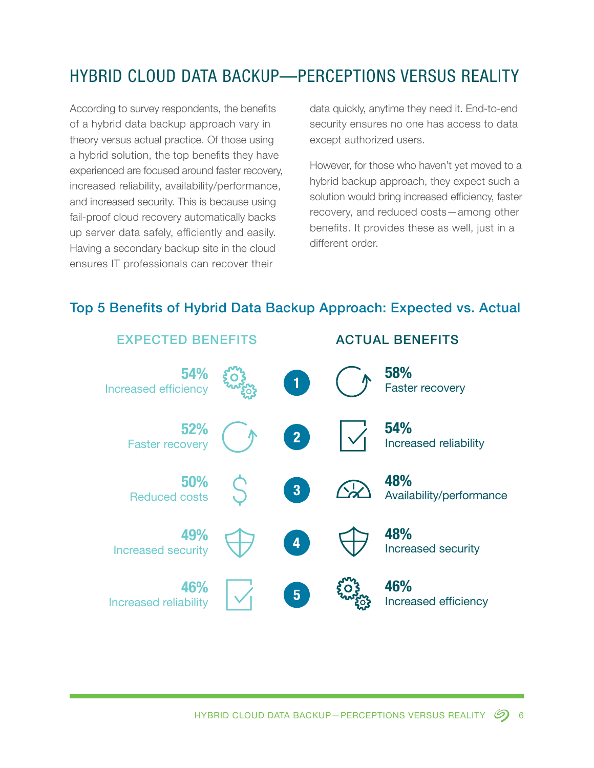# HYBRID CLOUD DATA BACKUP—PERCEPTIONS VERSUS REALITY

According to survey respondents, the benefits of a hybrid data backup approach vary in theory versus actual practice. Of those using a hybrid solution, the top benefits they have experienced are focused around faster recovery, increased reliability, availability/performance, and increased security. This is because using fail-proof cloud recovery automatically backs up server data safely, efficiently and easily. Having a secondary backup site in the cloud ensures IT professionals can recover their data quickly, anytime they need it. End-to-end security ensures no one has access to data except authorized users.

However, for those who haven't yet moved to a hybrid backup approach, they expect such a solution would bring increased efficiency, faster recovery, and reduced costs—among other benefits. It provides these as well, just in a different order.

## Top 5 Benefits of Hybrid Data Backup Approach: Expected vs. Actual

| EXPECTED BENEFITS | Rank | ACTUAL BENEFITS |
|---|---|---|
| 54% Increased efficiency | 1 | 58% Faster recovery |
| 52% Faster recovery | 2 | 54% Increased reliability |
| 50% Reduced costs | 3 | 48% Availability/performance |
| 49% Increased security | 4 | 48% Increased security |
| 46% Increased reliability | 5 | 46% Increased efficiency |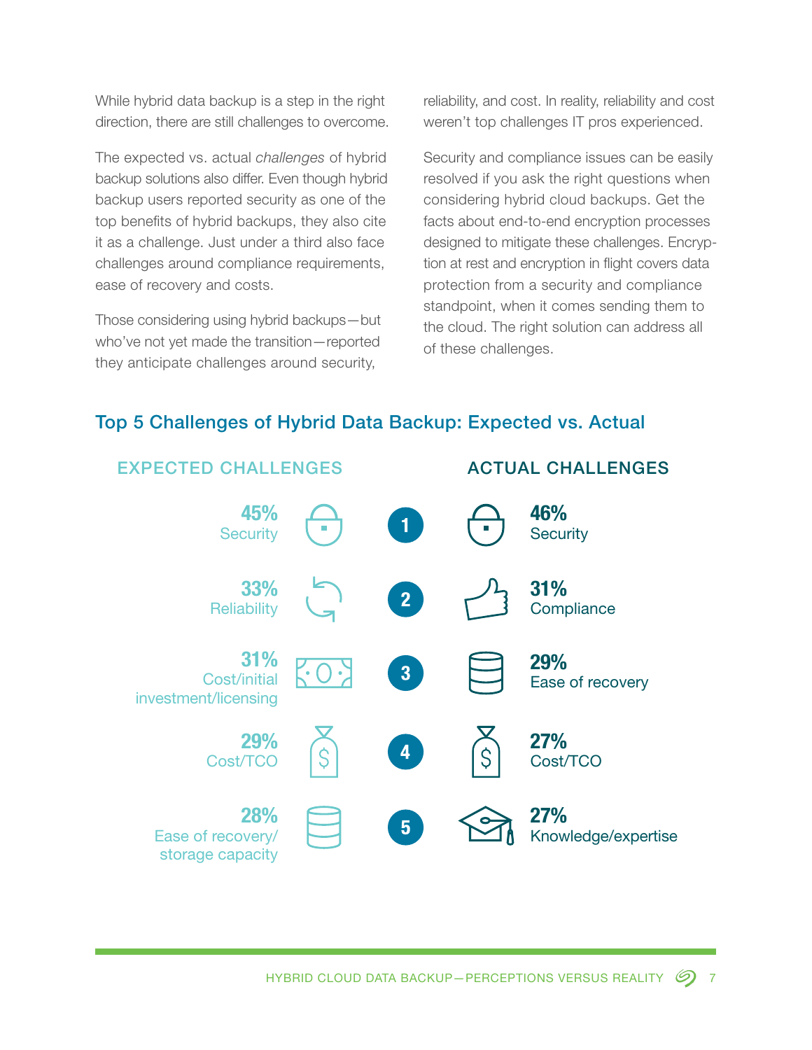While hybrid data backup is a step in the right direction, there are still challenges to overcome.

The expected vs. actual *challenges* of hybrid backup solutions also differ. Even though hybrid backup users reported security as one of the top benefits of hybrid backups, they also cite it as a challenge. Just under a third also face challenges around compliance requirements, ease of recovery and costs.

Those considering using hybrid backups—but who've not yet made the transition—reported they anticipate challenges around security, reliability, and cost. In reality, reliability and cost weren't top challenges IT pros experienced.

Security and compliance issues can be easily resolved if you ask the right questions when considering hybrid cloud backups. Get the facts about end-to-end encryption processes designed to mitigate these challenges. Encryption at rest and encryption in flight covers data protection from a security and compliance standpoint, when it comes sending them to the cloud. The right solution can address all of these challenges.

## Top 5 Challenges of Hybrid Data Backup: Expected vs. Actual

| Expected Challenges | Rank | Actual Challenges |
|---|---|---|
| **45%** Security | 1 | **46%** Security |
| **33%** Reliability | 2 | **31%** Compliance |
| **31%** Cost/initial investment/licensing | 3 | **29%** Ease of recovery |
| **29%** Cost/TCO | 4 | **27%** Cost/TCO |
| **28%** Ease of recovery/ storage capacity | 5 | **27%** Knowledge/expertise |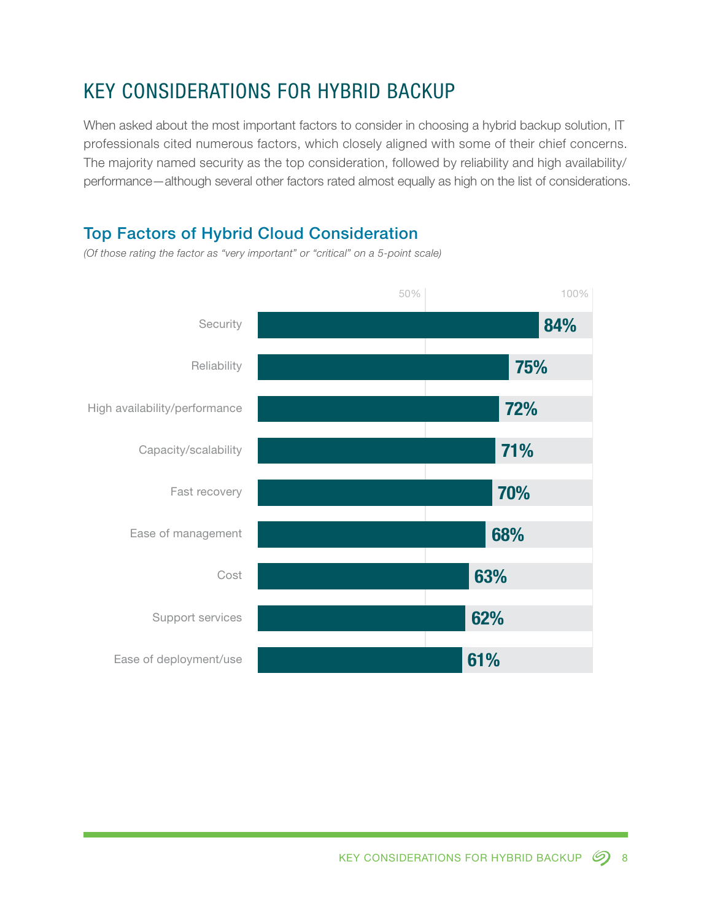# KEY CONSIDERATIONS FOR HYBRID BACKUP

When asked about the most important factors to consider in choosing a hybrid backup solution, IT professionals cited numerous factors, which closely aligned with some of their chief concerns. The majority named security as the top consideration, followed by reliability and high availability/performance—although several other factors rated almost equally as high on the list of considerations.

## Top Factors of Hybrid Cloud Consideration

*(Of those rating the factor as "very important" or "critical" on a 5-point scale)*

| Factor | Percentage |
| --- | --- |
| Security | 84% |
| Reliability | 75% |
| High availability/performance | 72% |
| Capacity/scalability | 71% |
| Fast recovery | 70% |
| Ease of management | 68% |
| Cost | 63% |
| Support services | 62% |
| Ease of deployment/use | 61% |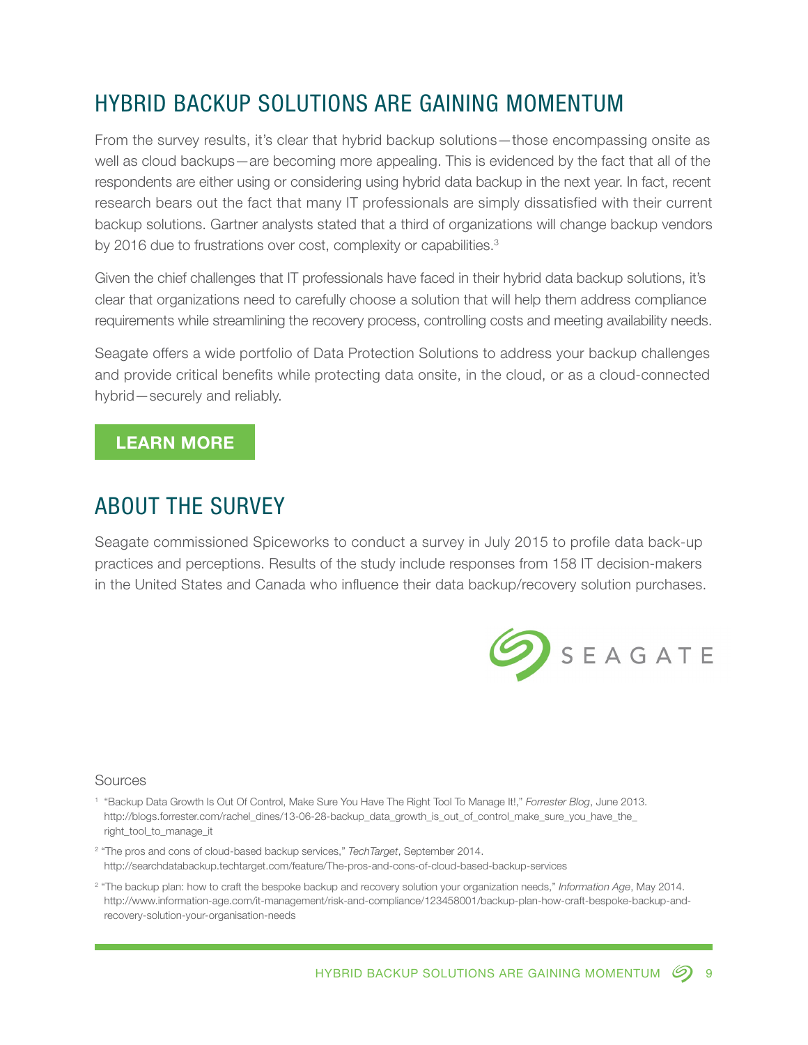## HYBRID BACKUP SOLUTIONS ARE GAINING MOMENTUM

From the survey results, it's clear that hybrid backup solutions—those encompassing onsite as well as cloud backups—are becoming more appealing. This is evidenced by the fact that all of the respondents are either using or considering using hybrid data backup in the next year. In fact, recent research bears out the fact that many IT professionals are simply dissatisfied with their current backup solutions. Gartner analysts stated that a third of organizations will change backup vendors by 2016 due to frustrations over cost, complexity or capabilities.[3]

Given the chief challenges that IT professionals have faced in their hybrid data backup solutions, it's clear that organizations need to carefully choose a solution that will help them address compliance requirements while streamlining the recovery process, controlling costs and meeting availability needs.

Seagate offers a wide portfolio of Data Protection Solutions to address your backup challenges and provide critical benefits while protecting data onsite, in the cloud, or as a cloud-connected hybrid—securely and reliably.

**LEARN MORE**

## ABOUT THE SURVEY

Seagate commissioned Spiceworks to conduct a survey in July 2015 to profile data back-up practices and perceptions. Results of the study include responses from 158 IT decision-makers in the United States and Canada who influence their data backup/recovery solution purchases.

SEAGATE

Sources

[1] "Backup Data Growth Is Out Of Control, Make Sure You Have The Right Tool To Manage It!," *Forrester Blog*, June 2013. http://blogs.forrester.com/rachel_dines/13-06-28-backup_data_growth_is_out_of_control_make_sure_you_have_the_right_tool_to_manage_it

[2] "The pros and cons of cloud-based backup services," *TechTarget*, September 2014. http://searchdatabackup.techtarget.com/feature/The-pros-and-cons-of-cloud-based-backup-services

[2] "The backup plan: how to craft the bespoke backup and recovery solution your organization needs," *Information Age*, May 2014. http://www.information-age.com/it-management/risk-and-compliance/123458001/backup-plan-how-craft-bespoke-backup-and-recovery-solution-your-organisation-needs